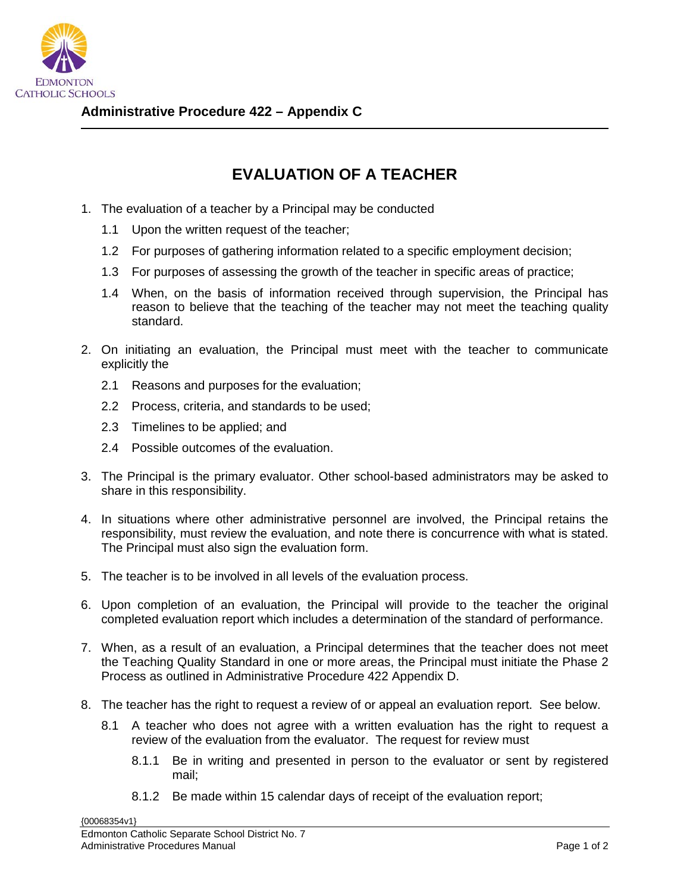**Administrative Procedure 422 – Appendix C**

# EVALUATION OF A TEACHER

1. The evaluation of a teacher by a Principal may be conducted
   1.1 Upon the written request of the teacher;
   1.2 For purposes of gathering information related to a specific employment decision;
   1.3 For purposes of assessing the growth of the teacher in specific areas of practice;
   1.4 When, on the basis of information received through supervision, the Principal has reason to believe that the teaching of the teacher may not meet the teaching quality standard.
2. On initiating an evaluation, the Principal must meet with the teacher to communicate explicitly the
   2.1 Reasons and purposes for the evaluation;
   2.2 Process, criteria, and standards to be used;
   2.3 Timelines to be applied; and
   2.4 Possible outcomes of the evaluation.
3. The Principal is the primary evaluator. Other school-based administrators may be asked to share in this responsibility.
4. In situations where other administrative personnel are involved, the Principal retains the responsibility, must review the evaluation, and note there is concurrence with what is stated. The Principal must also sign the evaluation form.
5. The teacher is to be involved in all levels of the evaluation process.
6. Upon completion of an evaluation, the Principal will provide to the teacher the original completed evaluation report which includes a determination of the standard of performance.
7. When, as a result of an evaluation, a Principal determines that the teacher does not meet the Teaching Quality Standard in one or more areas, the Principal must initiate the Phase 2 Process as outlined in Administrative Procedure 422 Appendix D.
8. The teacher has the right to request a review of or appeal an evaluation report. See below.
   8.1 A teacher who does not agree with a written evaluation has the right to request a review of the evaluation from the evaluator. The request for review must
      8.1.1 Be in writing and presented in person to the evaluator or sent by registered mail;
      8.1.2 Be made within 15 calendar days of receipt of the evaluation report;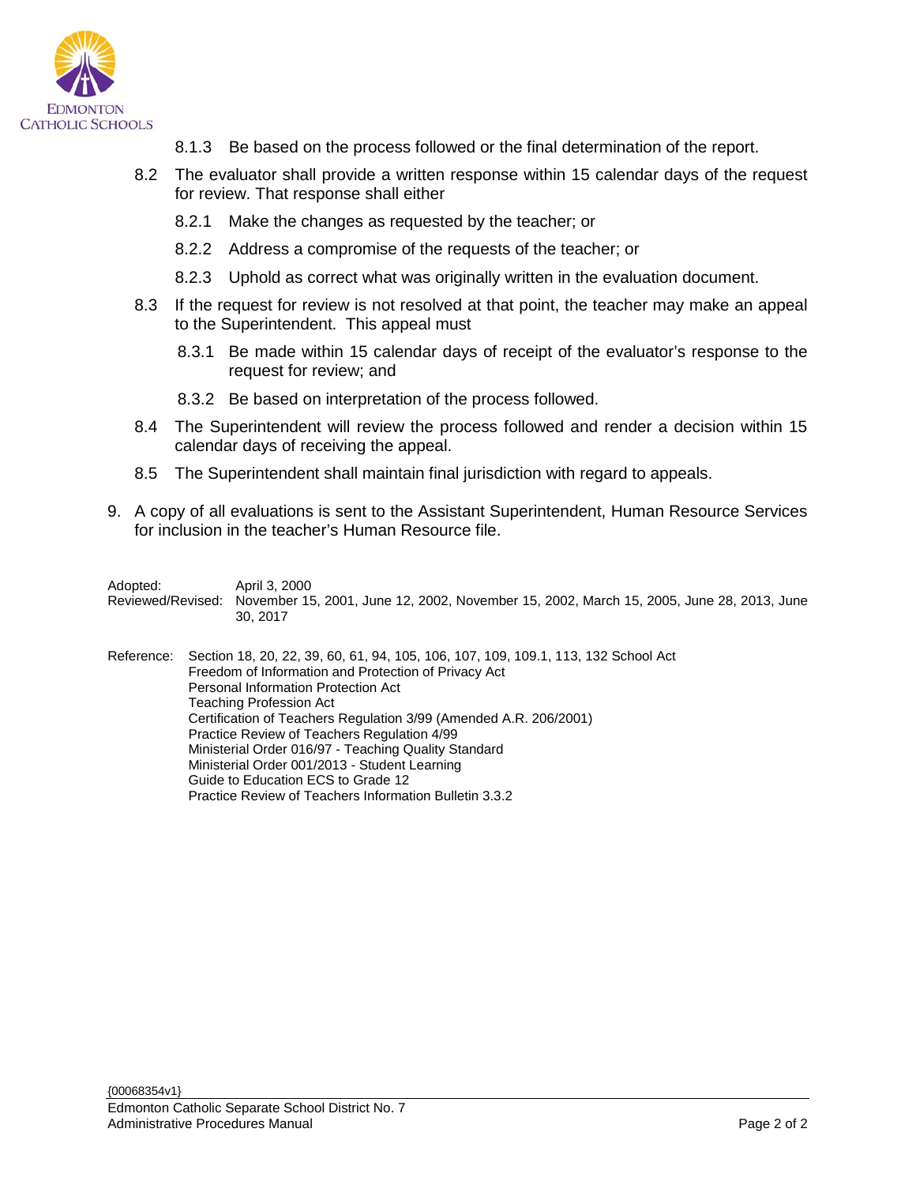8.1.3 Be based on the process followed or the final determination of the report.

8.2 The evaluator shall provide a written response within 15 calendar days of the request for review. That response shall either

8.2.1 Make the changes as requested by the teacher; or

8.2.2 Address a compromise of the requests of the teacher; or

8.2.3 Uphold as correct what was originally written in the evaluation document.

8.3 If the request for review is not resolved at that point, the teacher may make an appeal to the Superintendent. This appeal must

8.3.1 Be made within 15 calendar days of receipt of the evaluator's response to the request for review; and

8.3.2 Be based on interpretation of the process followed.

8.4 The Superintendent will review the process followed and render a decision within 15 calendar days of receiving the appeal.

8.5 The Superintendent shall maintain final jurisdiction with regard to appeals.

9. A copy of all evaluations is sent to the Assistant Superintendent, Human Resource Services for inclusion in the teacher's Human Resource file.

Adopted: April 3, 2000
Reviewed/Revised: November 15, 2001, June 12, 2002, November 15, 2002, March 15, 2005, June 28, 2013, June 30, 2017

Reference: Section 18, 20, 22, 39, 60, 61, 94, 105, 106, 107, 109, 109.1, 113, 132 School Act
Freedom of Information and Protection of Privacy Act
Personal Information Protection Act
Teaching Profession Act
Certification of Teachers Regulation 3/99 (Amended A.R. 206/2001)
Practice Review of Teachers Regulation 4/99
Ministerial Order 016/97 - Teaching Quality Standard
Ministerial Order 001/2013 - Student Learning
Guide to Education ECS to Grade 12
Practice Review of Teachers Information Bulletin 3.3.2

{00068354v1}
Edmonton Catholic Separate School District No. 7
Administrative Procedures Manual